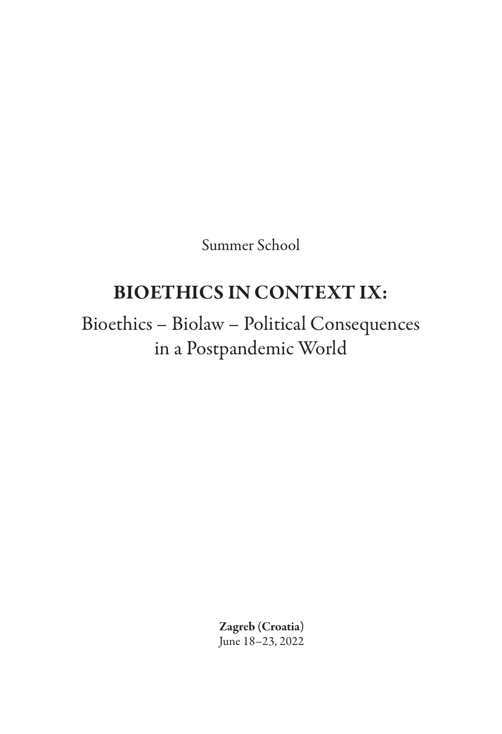Summer School

# BIOETHICS IN CONTEXT IX:

## Bioethics – Biolaw – Political Consequences in a Postpandemic World

**Zagreb (Croatia)**
June 18–23, 2022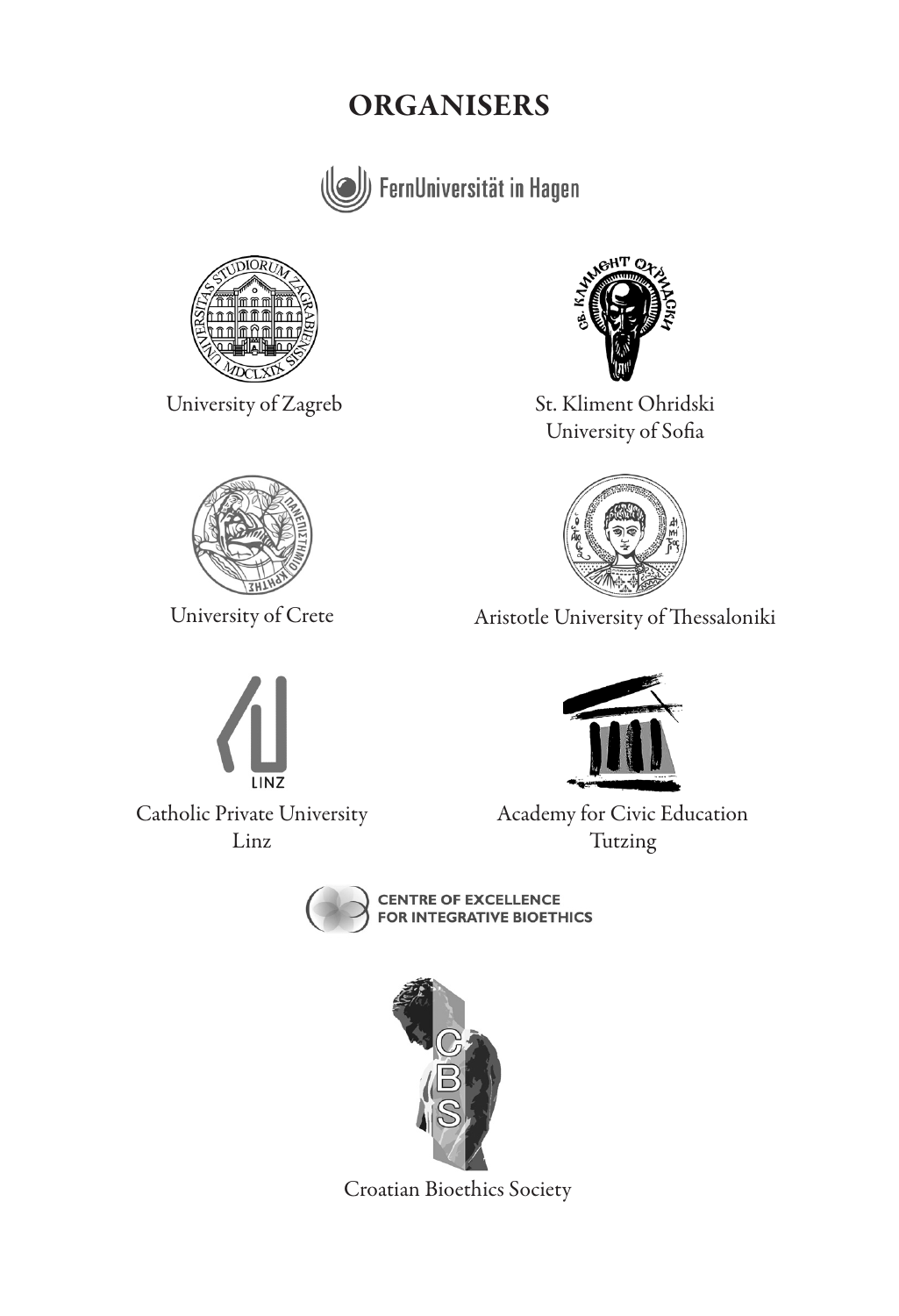# ORGANISERS

FernUniversität in Hagen

University of Zagreb

St. Kliment Ohridski University of Sofia

University of Crete

Aristotle University of Thessaloniki

Catholic Private University Linz

Academy for Civic Education Tutzing

CENTRE OF EXCELLENCE FOR INTEGRATIVE BIOETHICS

Croatian Bioethics Society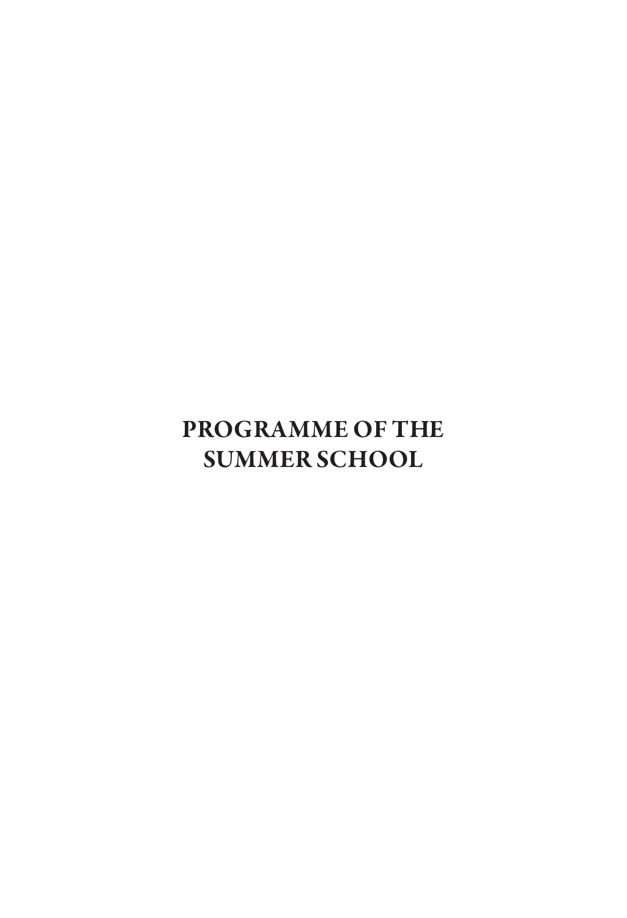# PROGRAMME OF THE SUMMER SCHOOL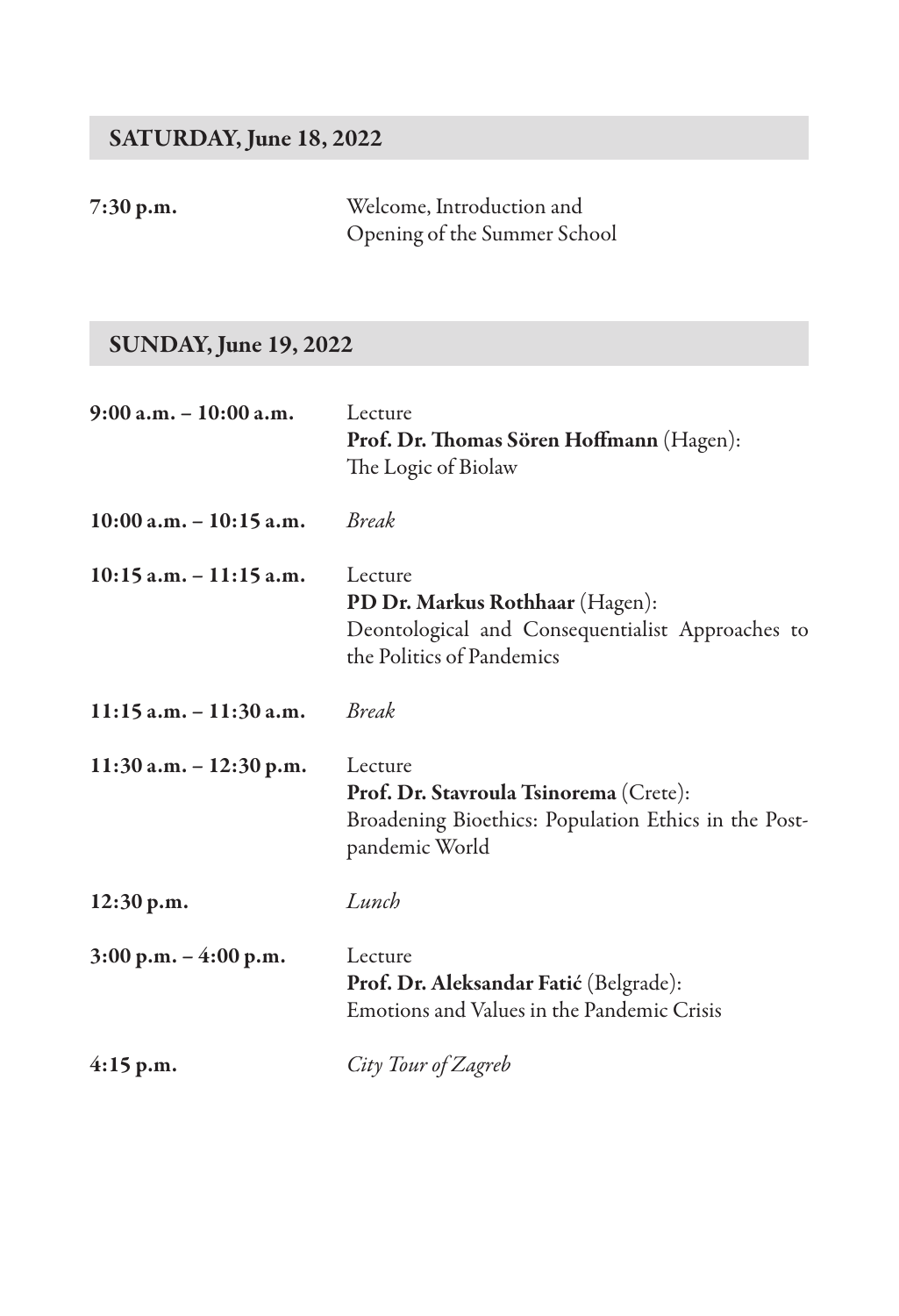## SATURDAY, June 18, 2022

**7:30 p.m.** Welcome, Introduction and Opening of the Summer School

## SUNDAY, June 19, 2022

**9:00 a.m. – 10:00 a.m.** Lecture
**Prof. Dr. Thomas Sören Hoffmann** (Hagen):
The Logic of Biolaw

**10:00 a.m. – 10:15 a.m.** *Break*

**10:15 a.m. – 11:15 a.m.** Lecture
**PD Dr. Markus Rothhaar** (Hagen):
Deontological and Consequentialist Approaches to the Politics of Pandemics

**11:15 a.m. – 11:30 a.m.** *Break*

**11:30 a.m. – 12:30 p.m.** Lecture
**Prof. Dr. Stavroula Tsinorema** (Crete):
Broadening Bioethics: Population Ethics in the Post-pandemic World

**12:30 p.m.** *Lunch*

**3:00 p.m. – 4:00 p.m.** Lecture
**Prof. Dr. Aleksandar Fatić** (Belgrade):
Emotions and Values in the Pandemic Crisis

**4:15 p.m.** *City Tour of Zagreb*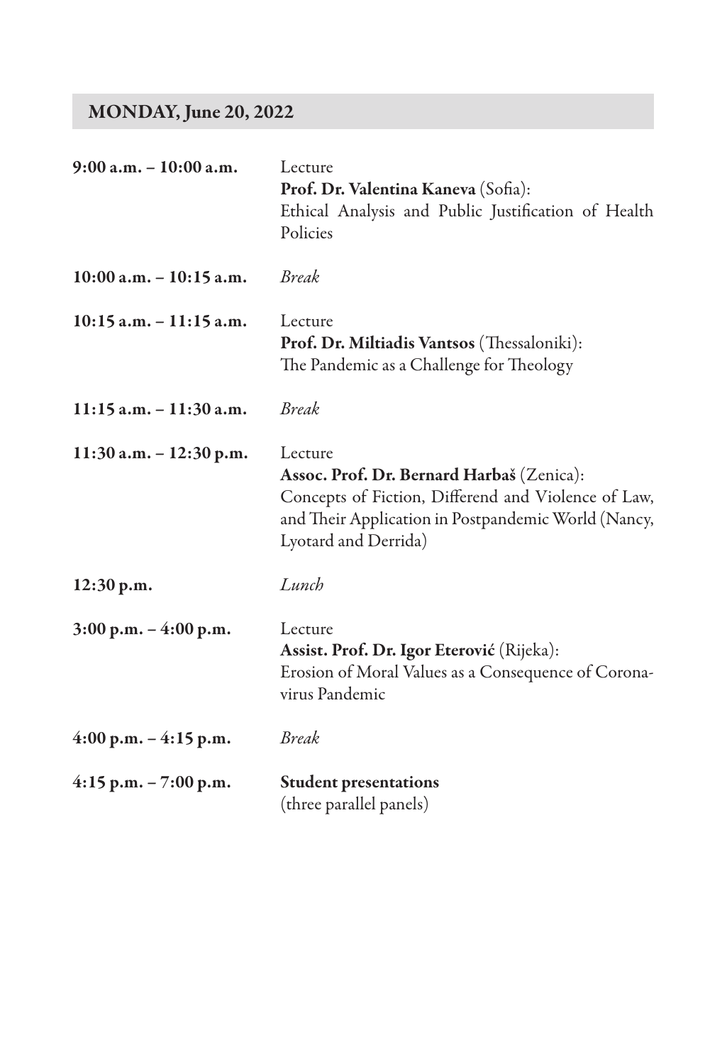## MONDAY, June 20, 2022

| | |
|---|---|
| **9:00 a.m. – 10:00 a.m.** | Lecture<br>**Prof. Dr. Valentina Kaneva** (Sofia):<br>Ethical Analysis and Public Justification of Health Policies |
| **10:00 a.m. – 10:15 a.m.** | *Break* |
| **10:15 a.m. – 11:15 a.m.** | Lecture<br>**Prof. Dr. Miltiadis Vantsos** (Thessaloniki):<br>The Pandemic as a Challenge for Theology |
| **11:15 a.m. – 11:30 a.m.** | *Break* |
| **11:30 a.m. – 12:30 p.m.** | Lecture<br>**Assoc. Prof. Dr. Bernard Harbaš** (Zenica):<br>Concepts of Fiction, Differend and Violence of Law, and Their Application in Postpandemic World (Nancy, Lyotard and Derrida) |
| **12:30 p.m.** | *Lunch* |
| **3:00 p.m. – 4:00 p.m.** | Lecture<br>**Assist. Prof. Dr. Igor Eterović** (Rijeka):<br>Erosion of Moral Values as a Consequence of Coronavirus Pandemic |
| **4:00 p.m. – 4:15 p.m.** | *Break* |
| **4:15 p.m. – 7:00 p.m.** | **Student presentations**<br>(three parallel panels) |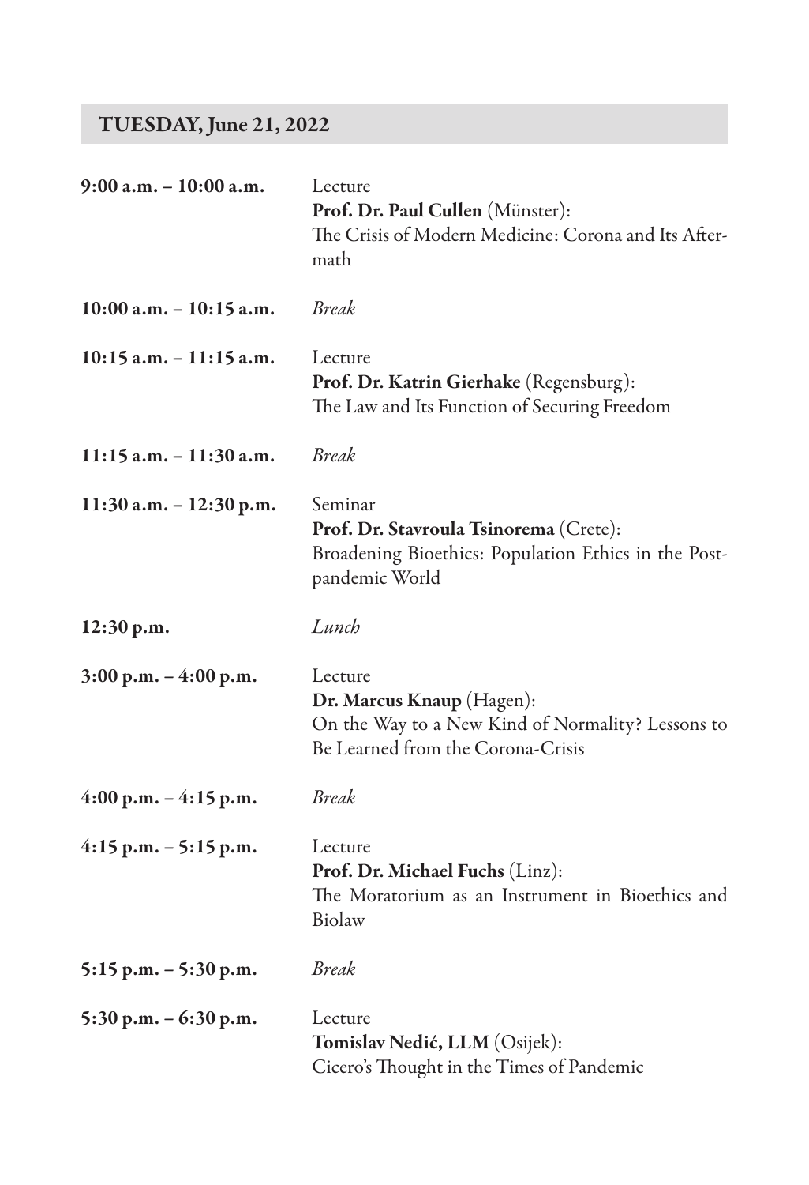## TUESDAY, June 21, 2022

| | |
|---|---|
| **9:00 a.m. – 10:00 a.m.** | Lecture<br>**Prof. Dr. Paul Cullen** (Münster):<br>The Crisis of Modern Medicine: Corona and Its Aftermath |
| **10:00 a.m. – 10:15 a.m.** | *Break* |
| **10:15 a.m. – 11:15 a.m.** | Lecture<br>**Prof. Dr. Katrin Gierhake** (Regensburg):<br>The Law and Its Function of Securing Freedom |
| **11:15 a.m. – 11:30 a.m.** | *Break* |
| **11:30 a.m. – 12:30 p.m.** | Seminar<br>**Prof. Dr. Stavroula Tsinorema** (Crete):<br>Broadening Bioethics: Population Ethics in the Post-pandemic World |
| **12:30 p.m.** | *Lunch* |
| **3:00 p.m. – 4:00 p.m.** | Lecture<br>**Dr. Marcus Knaup** (Hagen):<br>On the Way to a New Kind of Normality? Lessons to Be Learned from the Corona-Crisis |
| **4:00 p.m. – 4:15 p.m.** | *Break* |
| **4:15 p.m. – 5:15 p.m.** | Lecture<br>**Prof. Dr. Michael Fuchs** (Linz):<br>The Moratorium as an Instrument in Bioethics and Biolaw |
| **5:15 p.m. – 5:30 p.m.** | *Break* |
| **5:30 p.m. – 6:30 p.m.** | Lecture<br>**Tomislav Nedić, LLM** (Osijek):<br>Cicero's Thought in the Times of Pandemic |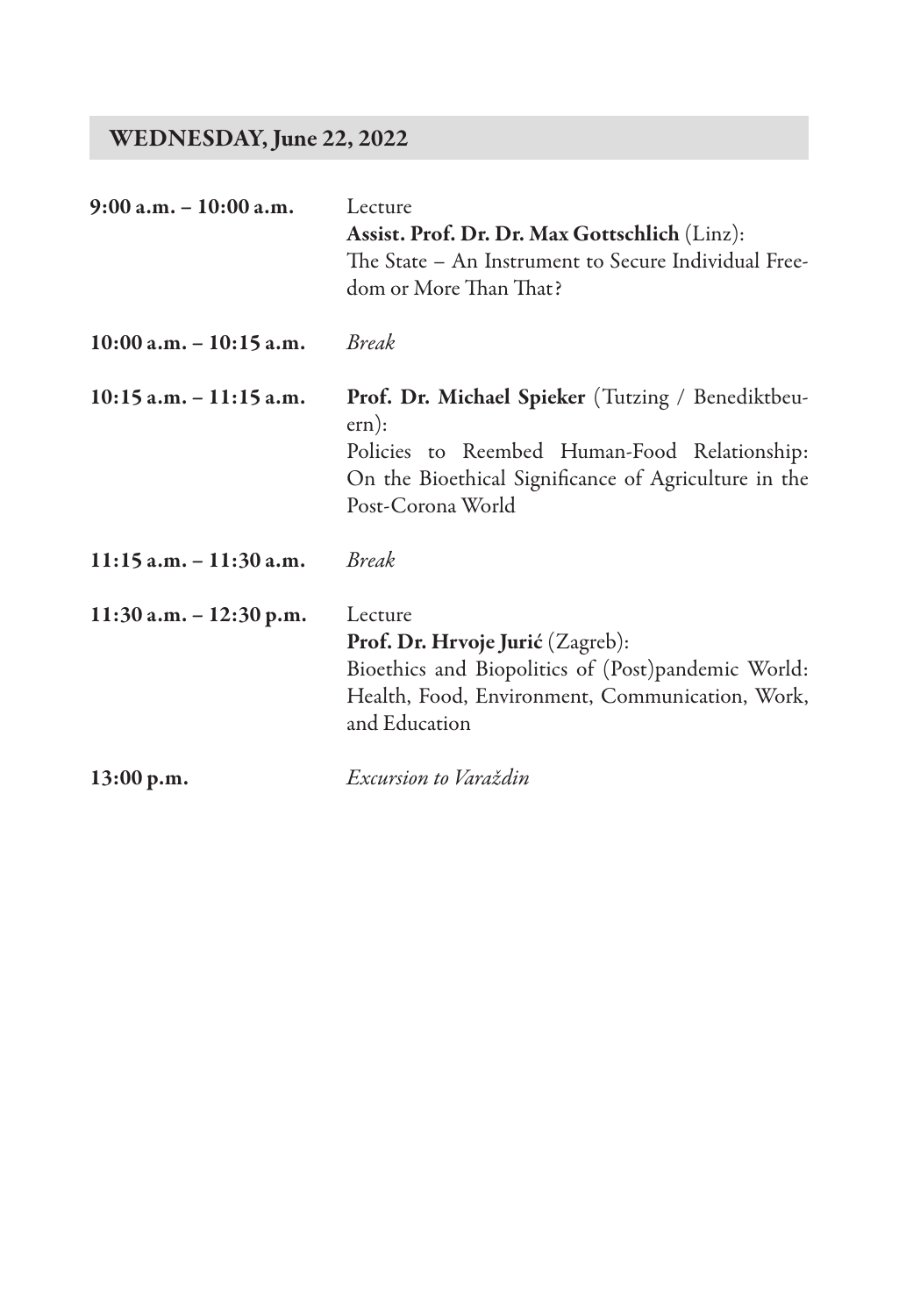## WEDNESDAY, June 22, 2022

| | |
|---|---|
| **9:00 a.m. – 10:00 a.m.** | Lecture<br>**Assist. Prof. Dr. Dr. Max Gottschlich** (Linz):<br>The State – An Instrument to Secure Individual Freedom or More Than That? |
| **10:00 a.m. – 10:15 a.m.** | *Break* |
| **10:15 a.m. – 11:15 a.m.** | **Prof. Dr. Michael Spieker** (Tutzing / Benediktbeuern):<br>Policies to Reembed Human-Food Relationship: On the Bioethical Significance of Agriculture in the Post-Corona World |
| **11:15 a.m. – 11:30 a.m.** | *Break* |
| **11:30 a.m. – 12:30 p.m.** | Lecture<br>**Prof. Dr. Hrvoje Jurić** (Zagreb):<br>Bioethics and Biopolitics of (Post)pandemic World: Health, Food, Environment, Communication, Work, and Education |
| **13:00 p.m.** | *Excursion to Varaždin* |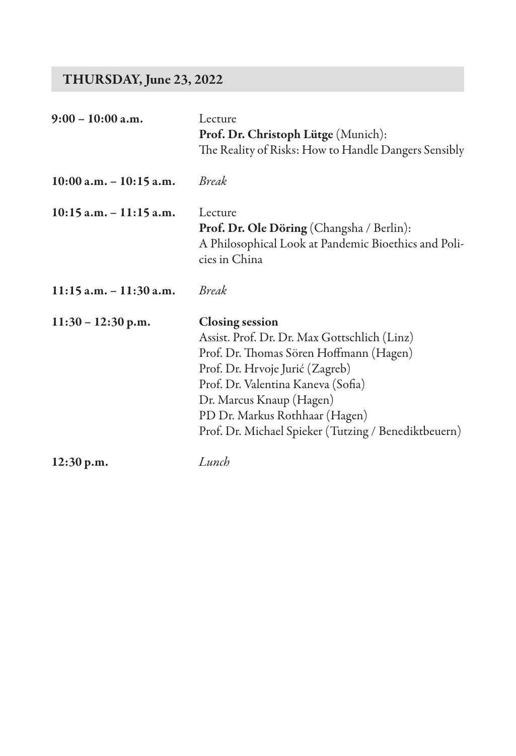## THURSDAY, June 23, 2022

**9:00 – 10:00 a.m.**
Lecture
**Prof. Dr. Christoph Lütge** (Munich):
The Reality of Risks: How to Handle Dangers Sensibly

**10:00 a.m. – 10:15 a.m.**
*Break*

**10:15 a.m. – 11:15 a.m.**
Lecture
**Prof. Dr. Ole Döring** (Changsha / Berlin):
A Philosophical Look at Pandemic Bioethics and Policies in China

**11:15 a.m. – 11:30 a.m.**
*Break*

**11:30 – 12:30 p.m.**
**Closing session**
Assist. Prof. Dr. Dr. Max Gottschlich (Linz)
Prof. Dr. Thomas Sören Hoffmann (Hagen)
Prof. Dr. Hrvoje Jurić (Zagreb)
Prof. Dr. Valentina Kaneva (Sofia)
Dr. Marcus Knaup (Hagen)
PD Dr. Markus Rothhaar (Hagen)
Prof. Dr. Michael Spieker (Tutzing / Benediktbeuern)

**12:30 p.m.**
*Lunch*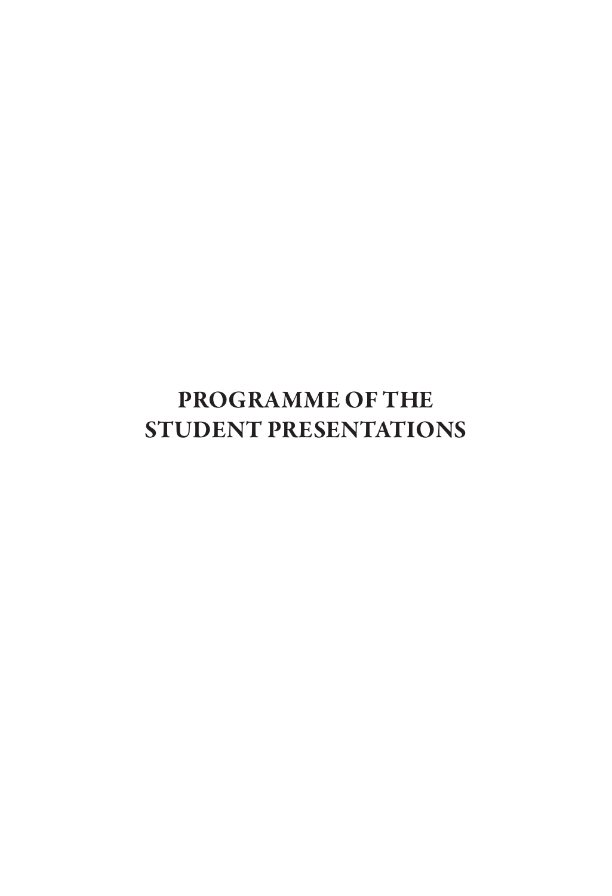# PROGRAMME OF THE STUDENT PRESENTATIONS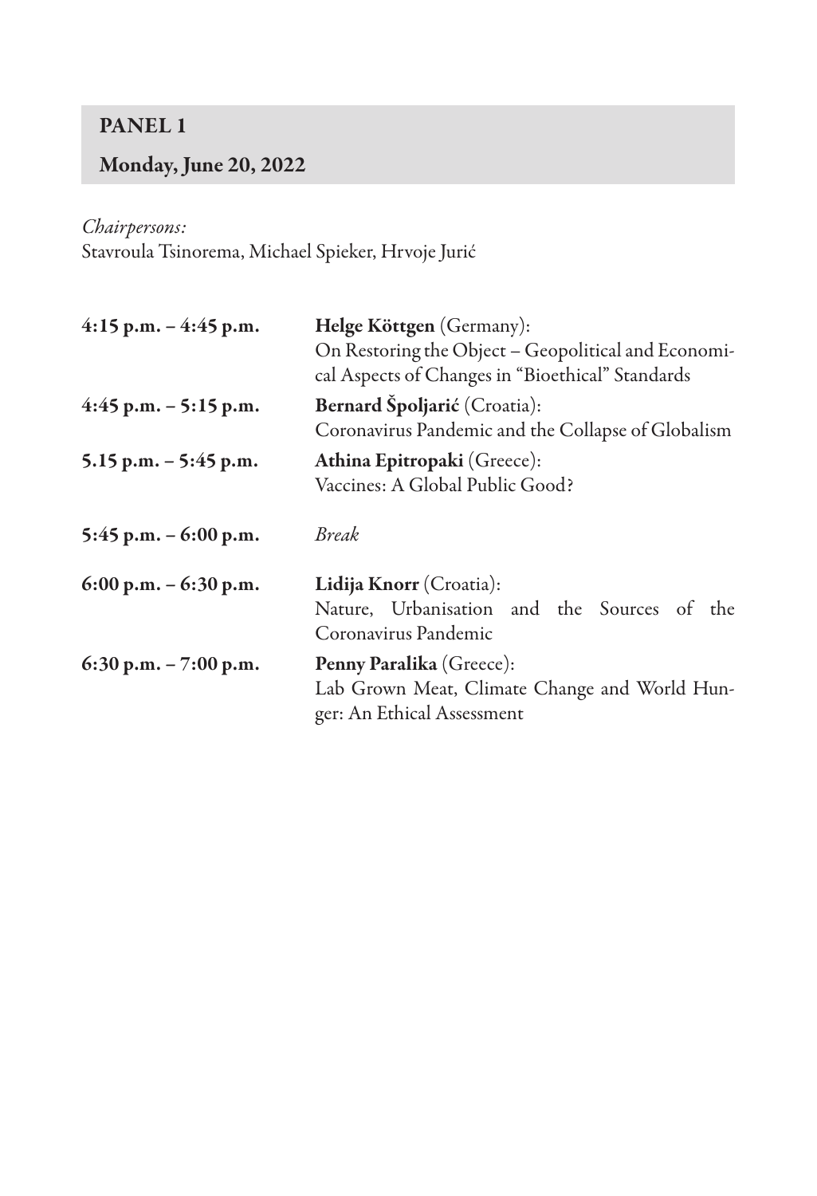## PANEL 1

## Monday, June 20, 2022

*Chairpersons:*
Stavroula Tsinorema, Michael Spieker, Hrvoje Jurić

| | |
|---|---|
| **4:15 p.m. – 4:45 p.m.** | **Helge Köttgen** (Germany): On Restoring the Object – Geopolitical and Economical Aspects of Changes in "Bioethical" Standards |
| **4:45 p.m. – 5:15 p.m.** | **Bernard Špoljarić** (Croatia): Coronavirus Pandemic and the Collapse of Globalism |
| **5.15 p.m. – 5:45 p.m.** | **Athina Epitropaki** (Greece): Vaccines: A Global Public Good? |
| **5:45 p.m. – 6:00 p.m.** | *Break* |
| **6:00 p.m. – 6:30 p.m.** | **Lidija Knorr** (Croatia): Nature, Urbanisation and the Sources of the Coronavirus Pandemic |
| **6:30 p.m. – 7:00 p.m.** | **Penny Paralika** (Greece): Lab Grown Meat, Climate Change and World Hunger: An Ethical Assessment |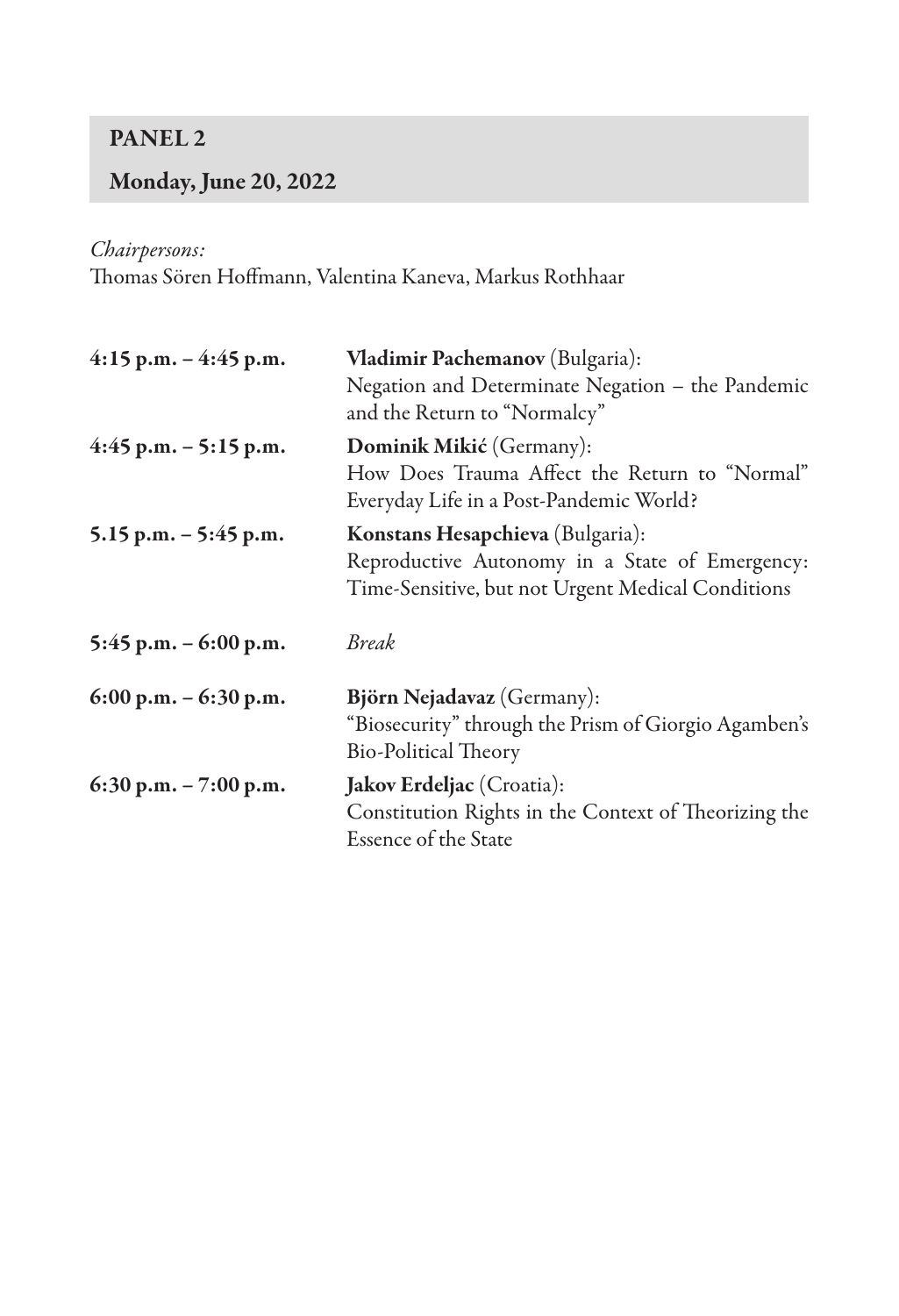## PANEL 2

## Monday, June 20, 2022

*Chairpersons:*
Thomas Sören Hoffmann, Valentina Kaneva, Markus Rothhaar

| | |
|---|---|
| **4:15 p.m. – 4:45 p.m.** | **Vladimir Pachemanov** (Bulgaria): Negation and Determinate Negation – the Pandemic and the Return to "Normalcy" |
| **4:45 p.m. – 5:15 p.m.** | **Dominik Mikić** (Germany): How Does Trauma Affect the Return to "Normal" Everyday Life in a Post-Pandemic World? |
| **5.15 p.m. – 5:45 p.m.** | **Konstans Hesapchieva** (Bulgaria): Reproductive Autonomy in a State of Emergency: Time-Sensitive, but not Urgent Medical Conditions |
| **5:45 p.m. – 6:00 p.m.** | *Break* |
| **6:00 p.m. – 6:30 p.m.** | **Björn Nejadavaz** (Germany): "Biosecurity" through the Prism of Giorgio Agamben's Bio-Political Theory |
| **6:30 p.m. – 7:00 p.m.** | **Jakov Erdeljac** (Croatia): Constitution Rights in the Context of Theorizing the Essence of the State |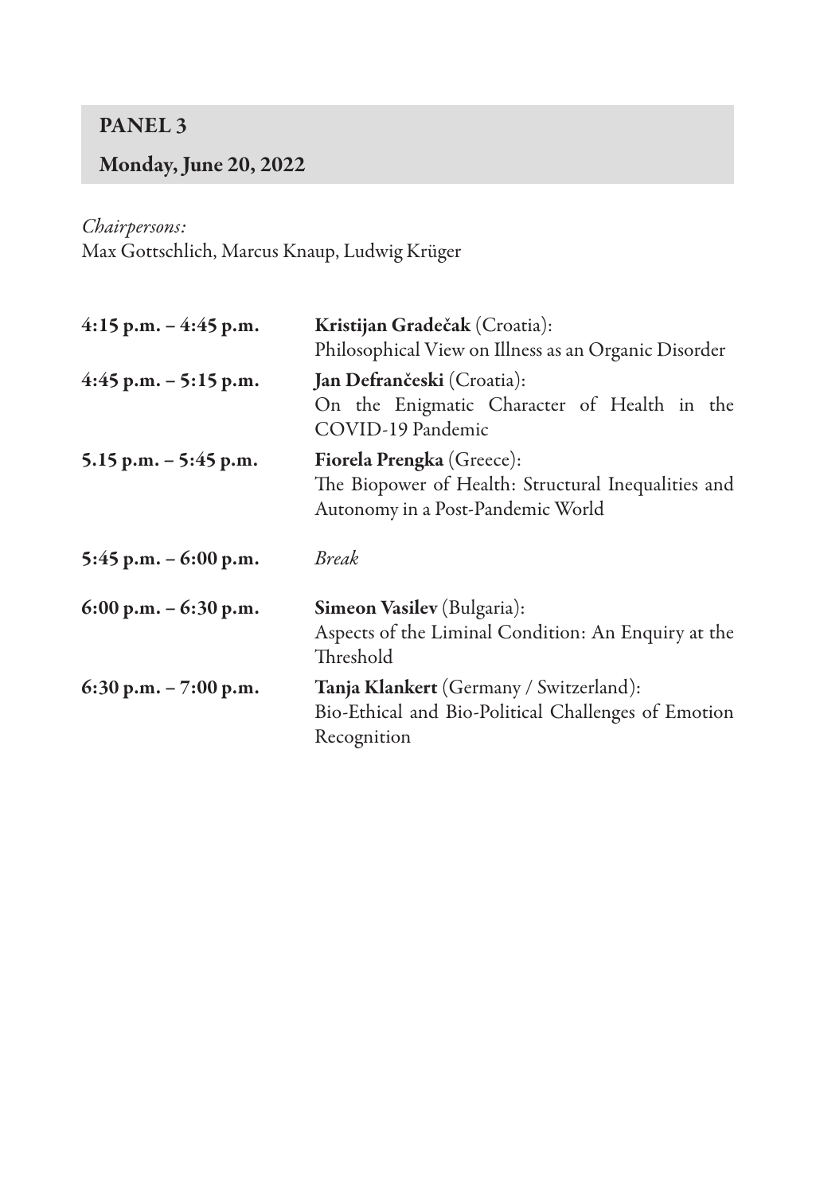## PANEL 3

## Monday, June 20, 2022

*Chairpersons:*
Max Gottschlich, Marcus Knaup, Ludwig Krüger

| | |
|---|---|
| **4:15 p.m. – 4:45 p.m.** | **Kristijan Gradečak** (Croatia): Philosophical View on Illness as an Organic Disorder |
| **4:45 p.m. – 5:15 p.m.** | **Jan Defrančeski** (Croatia): On the Enigmatic Character of Health in the COVID-19 Pandemic |
| **5.15 p.m. – 5:45 p.m.** | **Fiorela Prengka** (Greece): The Biopower of Health: Structural Inequalities and Autonomy in a Post-Pandemic World |
| **5:45 p.m. – 6:00 p.m.** | *Break* |
| **6:00 p.m. – 6:30 p.m.** | **Simeon Vasilev** (Bulgaria): Aspects of the Liminal Condition: An Enquiry at the Threshold |
| **6:30 p.m. – 7:00 p.m.** | **Tanja Klankert** (Germany / Switzerland): Bio-Ethical and Bio-Political Challenges of Emotion Recognition |